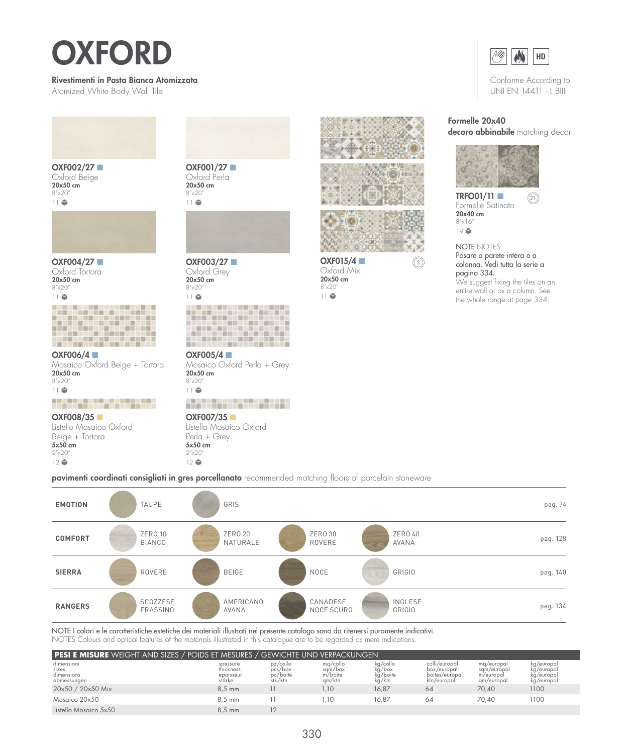# OXFORD

**Rivestimenti in Pasta Bianca Atomizzata**
Atomized White Body Wall Tile

Conforme According to UNI EN 14411 - L BIII

HD

**OXF002/27**
Oxford Beige
**20x50 cm**
8"x20"
11

**OXF001/27**
Oxford Perla
**20x50 cm**
8"x20"
11

**OXF004/27**
Oxford Tortora
**20x50 cm**
8"x20"
11

**OXF003/27**
Oxford Grey
**20x50 cm**
8"x20"
11

**OXF015/4** (3)
Oxford Mix
**20x50 cm**
8"x20"
11

**OXF006/4**
Mosaico Oxford Beige + Tortora
**20x50 cm**
8"x20"
11

**OXF005/4**
Mosaico Oxford Perla + Grey
**20x50 cm**
8"x20"
11

**OXF008/35**
Listello Mosaico Oxford Beige + Tortora
**5x50 cm**
2"x20"
12

**OXF007/35**
Listello Mosaico Oxford Perla + Grey
**5x50 cm**
2"x20"
12

**Formelle 20x40**
**decoro abbinabile** matching decor

**TRFO01/11** (21)
Formelle Satinato
**20x40 cm**
8"x16"
19

NOTE NOTES
Posare a parete intera o a colonna. Vedi tutta la serie a pagina 334.
We suggest fixing the tiles on an entire wall or as a column. See the whole range at page 334.

**pavimenti coordinati consigliati in gres porcellanato** recommended matching floors of porcelain stoneware

| | | | | | |
|---|---|---|---|---|---|
| **EMOTION** | TAUPE | GRIS | | | pag. 74 |
| **COMFORT** | ZERO 10 BIANCO | ZERO 20 NATURALE | ZERO 30 ROVERE | ZERO 40 AVANA | pag. 128 |
| **SIERRA** | ROVERE | BEIGE | NOCE | GRIGIO | pag. 140 |
| **RANGERS** | SCOZZESE FRASSINO | AMERICANO AVANA | CANADESE NOCE SCURO | INGLESE GRIGIO | pag. 134 |

NOTE I colori e le caratteristiche estetiche dei materiali illustrati nel presente catalogo sono da ritenersi puramente indicativi.
NOTES Colours and optical features of the materials illustrated in this catalogue are to be regarded as mere indications.

**PESI E MISURE** WEIGHT AND SIZES / POIDS ET MESURES / GEWICHTE UND VERPACKUNGEN

| dimensioni sizes dimensions abmessungen | spessore thickness epaisseur stärke | pz/collo pcs/box pc/boite stk/ktn | mq/collo sqm/box m/boite qm/ktn | kg/collo kg/box kg/boite kg/ktn | colli/europal box/europal boites/europal ktn/europal | mq/europal sqm/europal m/europal qm/europal | kg/europal kg/europal kg/europal kg/europal |
|---|---|---|---|---|---|---|---|
| 20x50 / 20x50 Mix | 8,5 mm | 11 | 1,10 | 16,87 | 64 | 70,40 | 1100 |
| Mosaico 20x50 | 8,5 mm | 11 | 1,10 | 16,87 | 64 | 70,40 | 1100 |
| Listello Mosaico 5x50 | 8,5 mm | 12 | | | | | |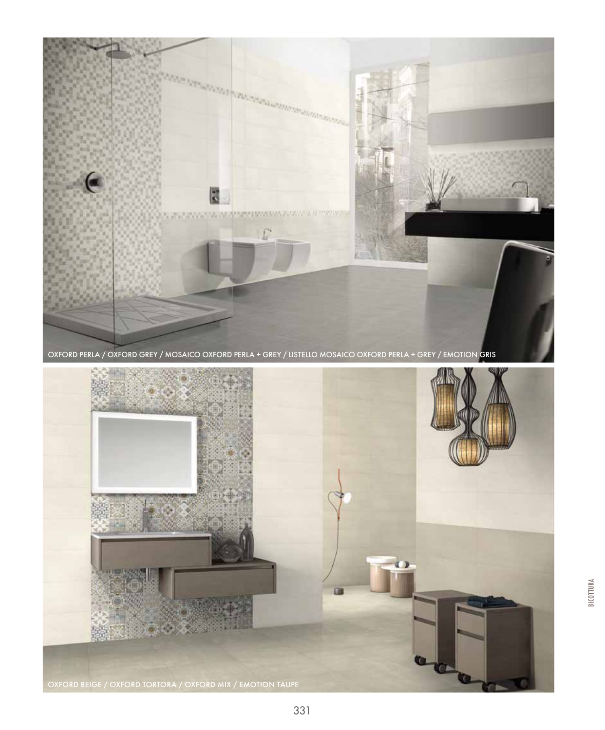OXFORD PERLA / OXFORD GREY / MOSAICO OXFORD PERLA + GREY / LISTELLO MOSAICO OXFORD PERLA + GREY / EMOTION GRIS

OXFORD BEIGE / OXFORD TORTORA / OXFORD MIX / EMOTION TAUPE